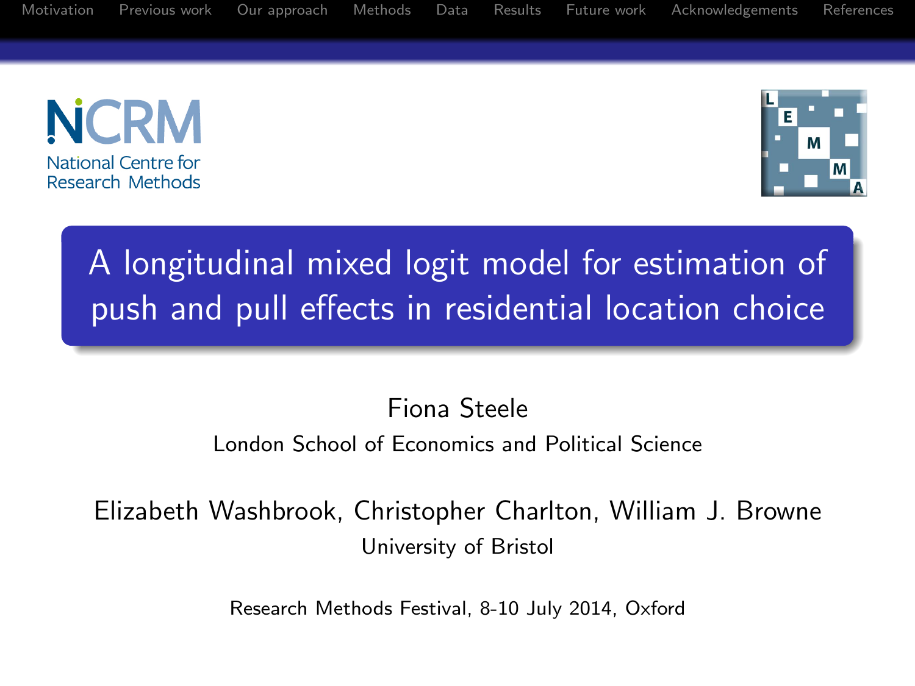# A longitudinal mixed logit model for estimation of push and pull effects in residential location choice

Fiona Steele
London School of Economics and Political Science

Elizabeth Washbrook, Christopher Charlton, William J. Browne
University of Bristol

Research Methods Festival, 8-10 July 2014, Oxford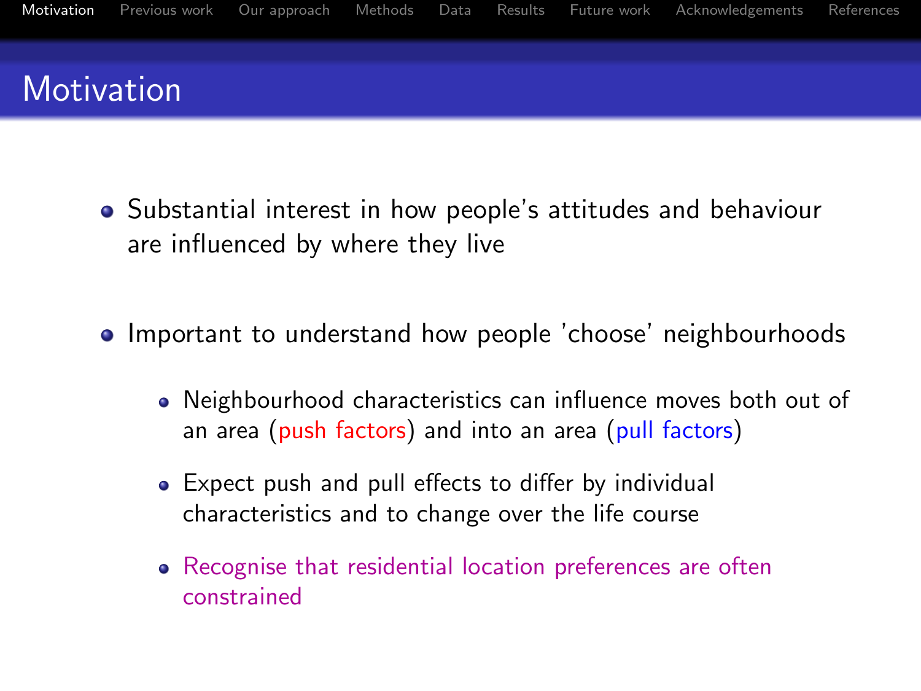# Motivation

- Substantial interest in how people's attitudes and behaviour are influenced by where they live
- Important to understand how people 'choose' neighbourhoods
  - Neighbourhood characteristics can influence moves both out of an area (push factors) and into an area (pull factors)
  - Expect push and pull effects to differ by individual characteristics and to change over the life course
  - Recognise that residential location preferences are often constrained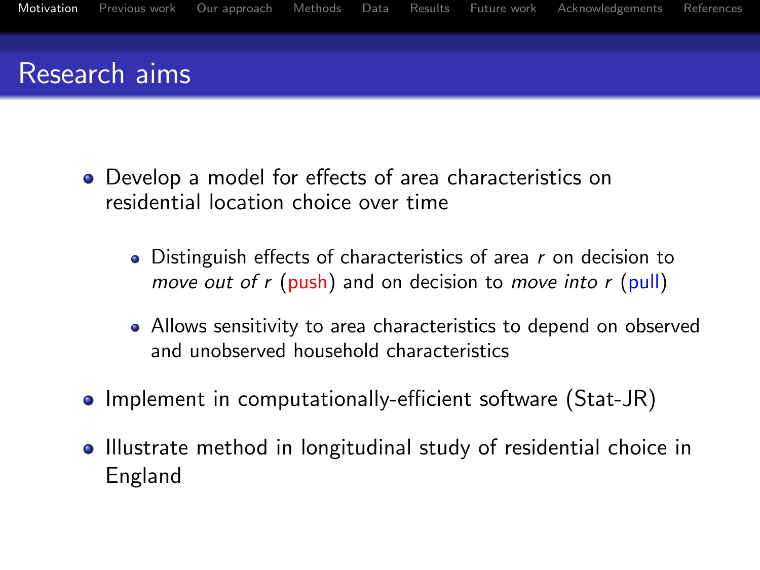## Research aims

- Develop a model for effects of area characteristics on residential location choice over time
  - Distinguish effects of characteristics of area $r$ on decision to *move out of* $r$ (push) and on decision to *move into* $r$ (pull)
  - Allows sensitivity to area characteristics to depend on observed and unobserved household characteristics
- Implement in computationally-efficient software (Stat-JR)
- Illustrate method in longitudinal study of residential choice in England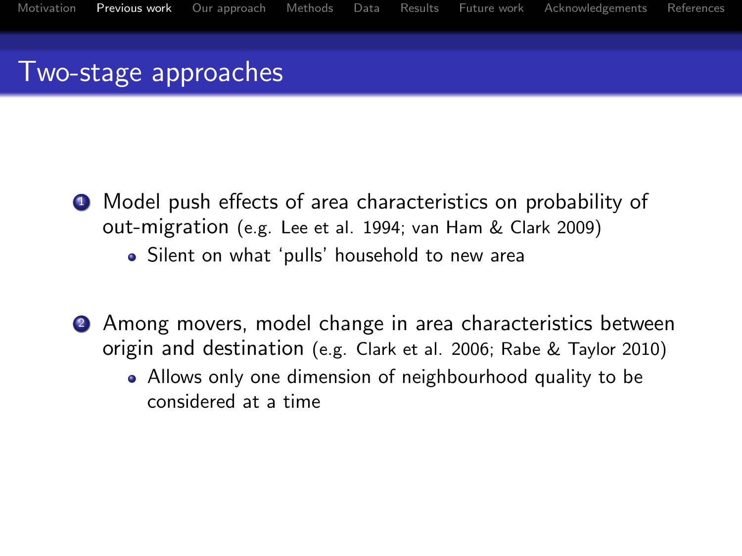# Two-stage approaches

1. Model push effects of area characteristics on probability of out-migration (e.g. Lee et al. 1994; van Ham & Clark 2009)
   - Silent on what 'pulls' household to new area

2. Among movers, model change in area characteristics between origin and destination (e.g. Clark et al. 2006; Rabe & Taylor 2010)
   - Allows only one dimension of neighbourhood quality to be considered at a time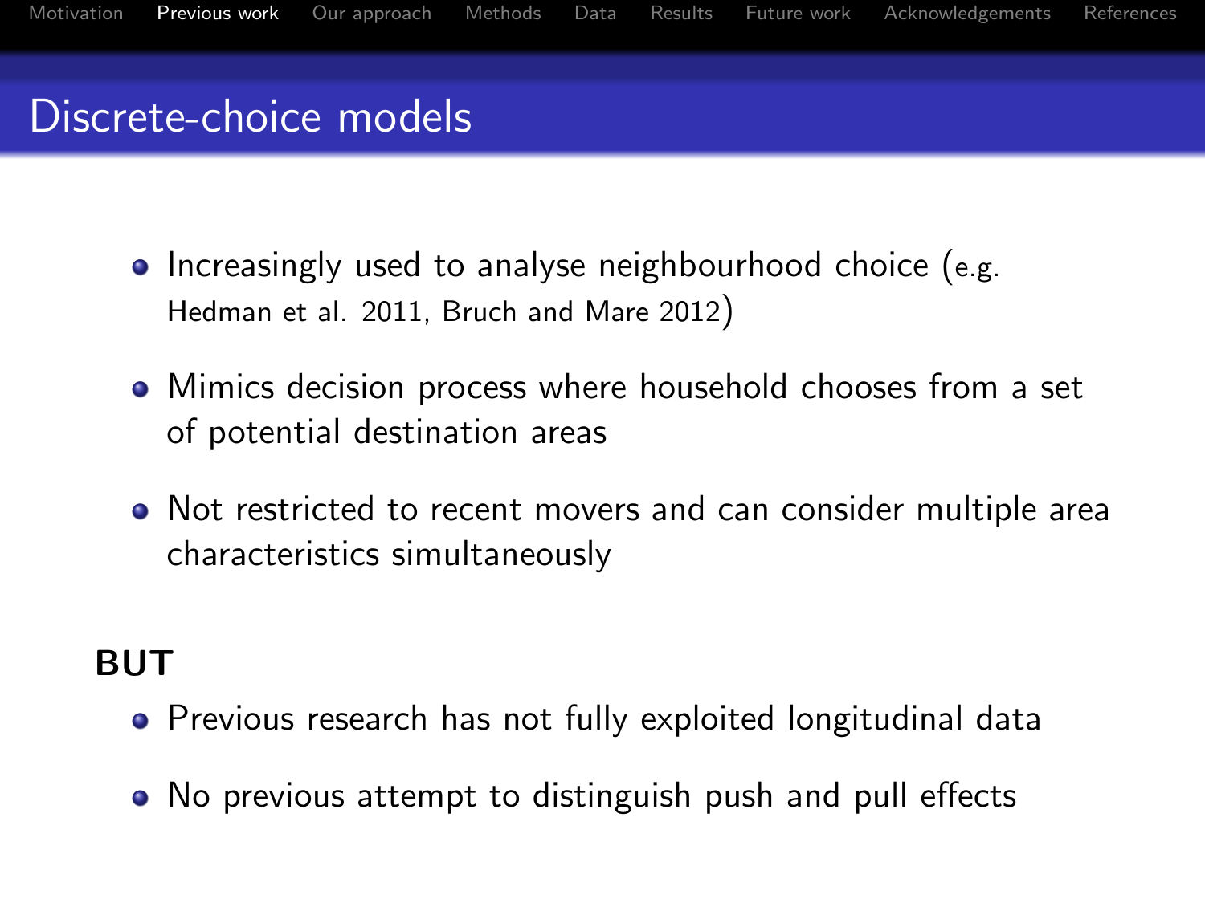# Discrete-choice models

- Increasingly used to analyse neighbourhood choice (e.g. Hedman et al. 2011, Bruch and Mare 2012)
- Mimics decision process where household chooses from a set of potential destination areas
- Not restricted to recent movers and can consider multiple area characteristics simultaneously

**BUT**

- Previous research has not fully exploited longitudinal data
- No previous attempt to distinguish push and pull effects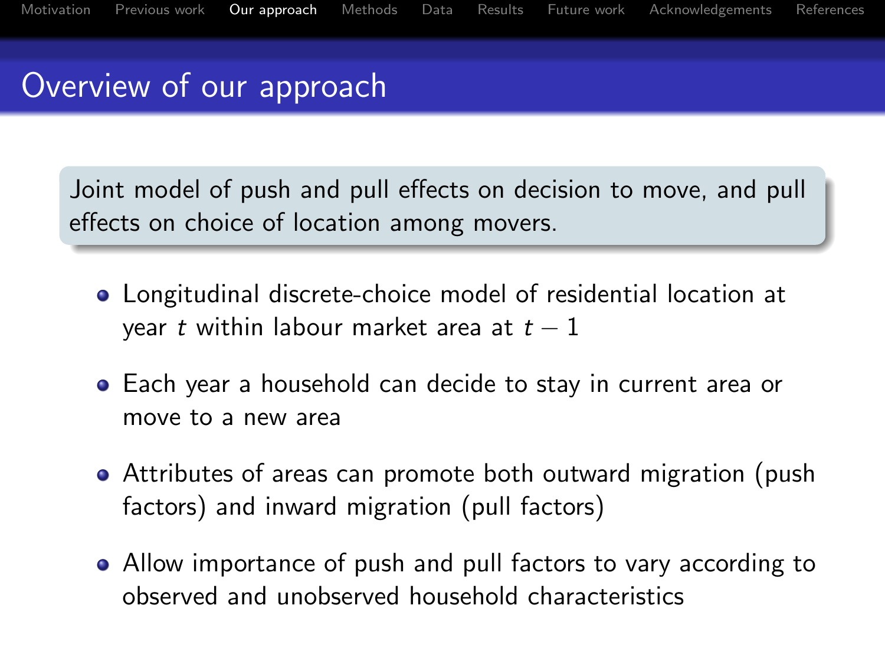# Overview of our approach

Joint model of push and pull effects on decision to move, and pull effects on choice of location among movers.

- Longitudinal discrete-choice model of residential location at year $t$ within labour market area at $t-1$
- Each year a household can decide to stay in current area or move to a new area
- Attributes of areas can promote both outward migration (push factors) and inward migration (pull factors)
- Allow importance of push and pull factors to vary according to observed and unobserved household characteristics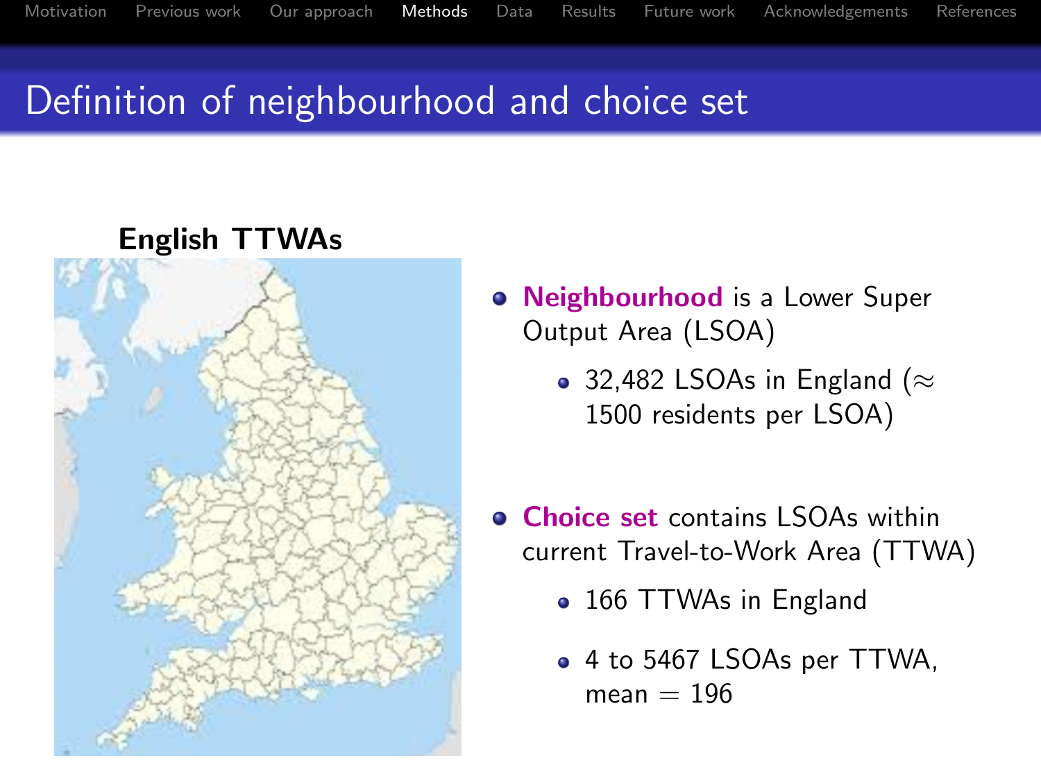# Definition of neighbourhood and choice set

**English TTWAs**

- **Neighbourhood** is a Lower Super Output Area (LSOA)
  - 32,482 LSOAs in England ($\approx$ 1500 residents per LSOA)
- **Choice set** contains LSOAs within current Travel-to-Work Area (TTWA)
  - 166 TTWAs in England
  - 4 to 5467 LSOAs per TTWA, mean = 196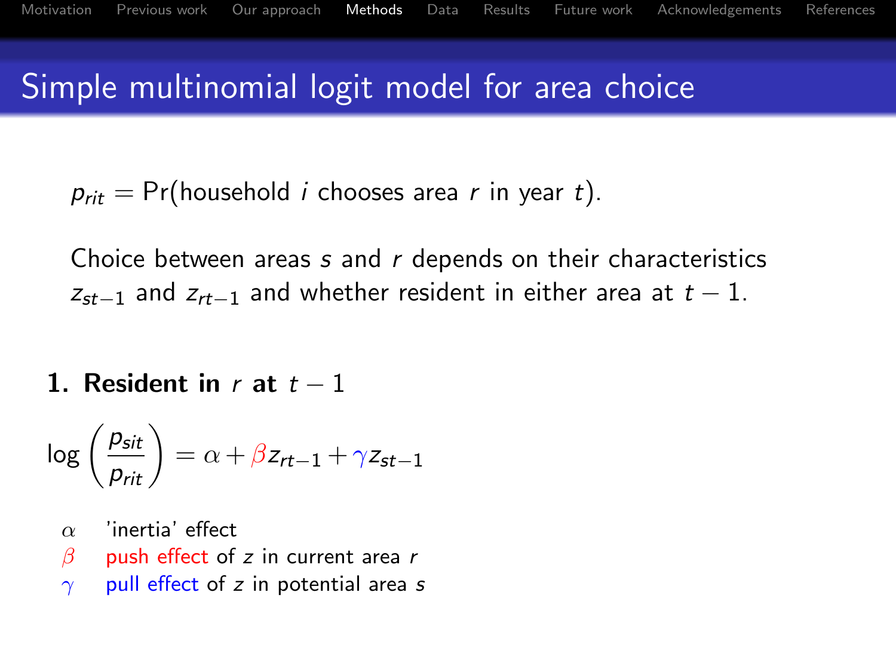# Simple multinomial logit model for area choice

$p_{rit} = \Pr(\text{household } i \text{ chooses area } r \text{ in year } t)$.

Choice between areas $s$ and $r$ depends on their characteristics $z_{st-1}$ and $z_{rt-1}$ and whether resident in either area at $t-1$.

**1. Resident in $r$ at $t-1$**

$$\log\left(\frac{p_{sit}}{p_{rit}}\right) = \alpha + \beta z_{rt-1} + \gamma z_{st-1}$$

- $\alpha$ 'inertia' effect
- $\beta$ push effect of $z$ in current area $r$
- $\gamma$ pull effect of $z$ in potential area $s$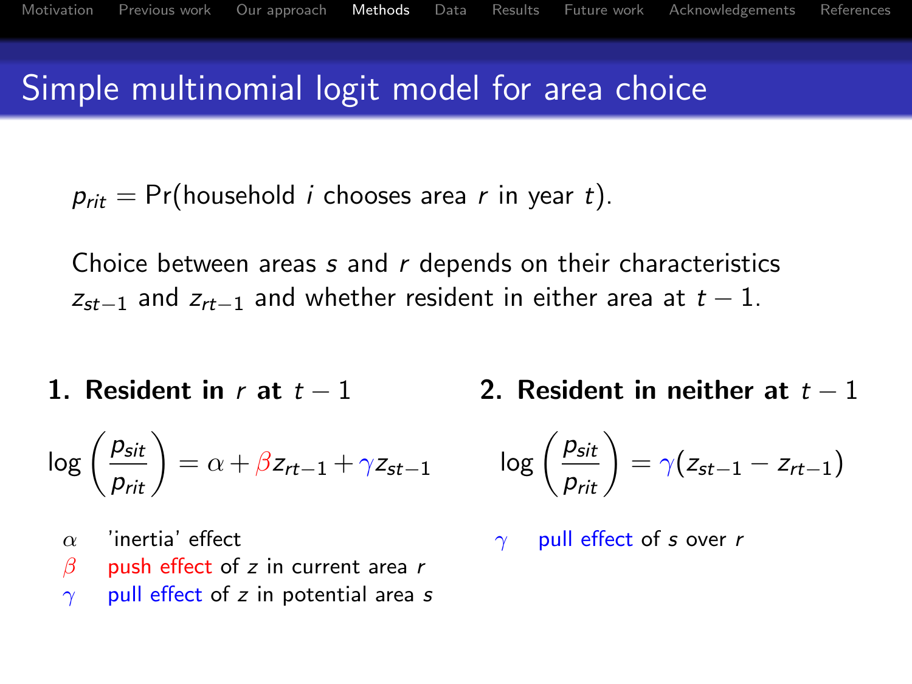# Simple multinomial logit model for area choice

$p_{rit} = \Pr(\text{household } i \text{ chooses area } r \text{ in year } t)$.

Choice between areas $s$ and $r$ depends on their characteristics $z_{st-1}$ and $z_{rt-1}$ and whether resident in either area at $t-1$.

**1. Resident in $r$ at $t-1$**

$$\log\left(\frac{p_{sit}}{p_{rit}}\right) = \alpha + \beta z_{rt-1} + \gamma z_{st-1}$$

- $\alpha$ 'inertia' effect
- $\beta$ push effect of $z$ in current area $r$
- $\gamma$ pull effect of $z$ in potential area $s$

**2. Resident in neither at $t-1$**

$$\log\left(\frac{p_{sit}}{p_{rit}}\right) = \gamma(z_{st-1} - z_{rt-1})$$

- $\gamma$ pull effect of $s$ over $r$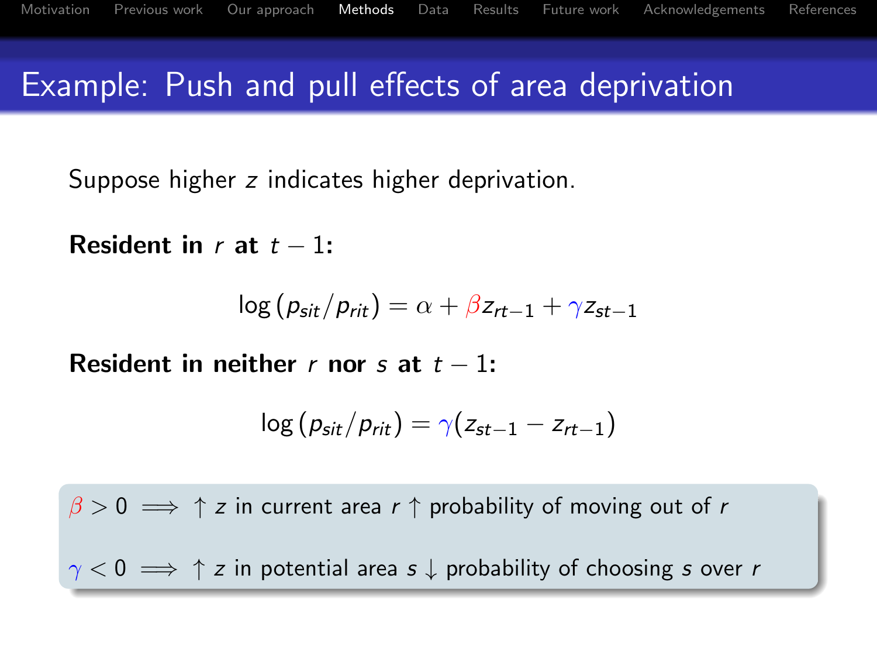# Example: Push and pull effects of area deprivation

Suppose higher $z$ indicates higher deprivation.

**Resident in $r$ at $t-1$:**

$$\log\left(p_{sit}/p_{rit}\right) = \alpha + \beta z_{rt-1} + \gamma z_{st-1}$$

**Resident in neither $r$ nor $s$ at $t-1$:**

$$\log\left(p_{sit}/p_{rit}\right) = \gamma(z_{st-1} - z_{rt-1})$$

$\beta > 0 \implies \uparrow z$ in current area $r \uparrow$ probability of moving out of $r$

$\gamma < 0 \implies \uparrow z$ in potential area $s \downarrow$ probability of choosing $s$ over $r$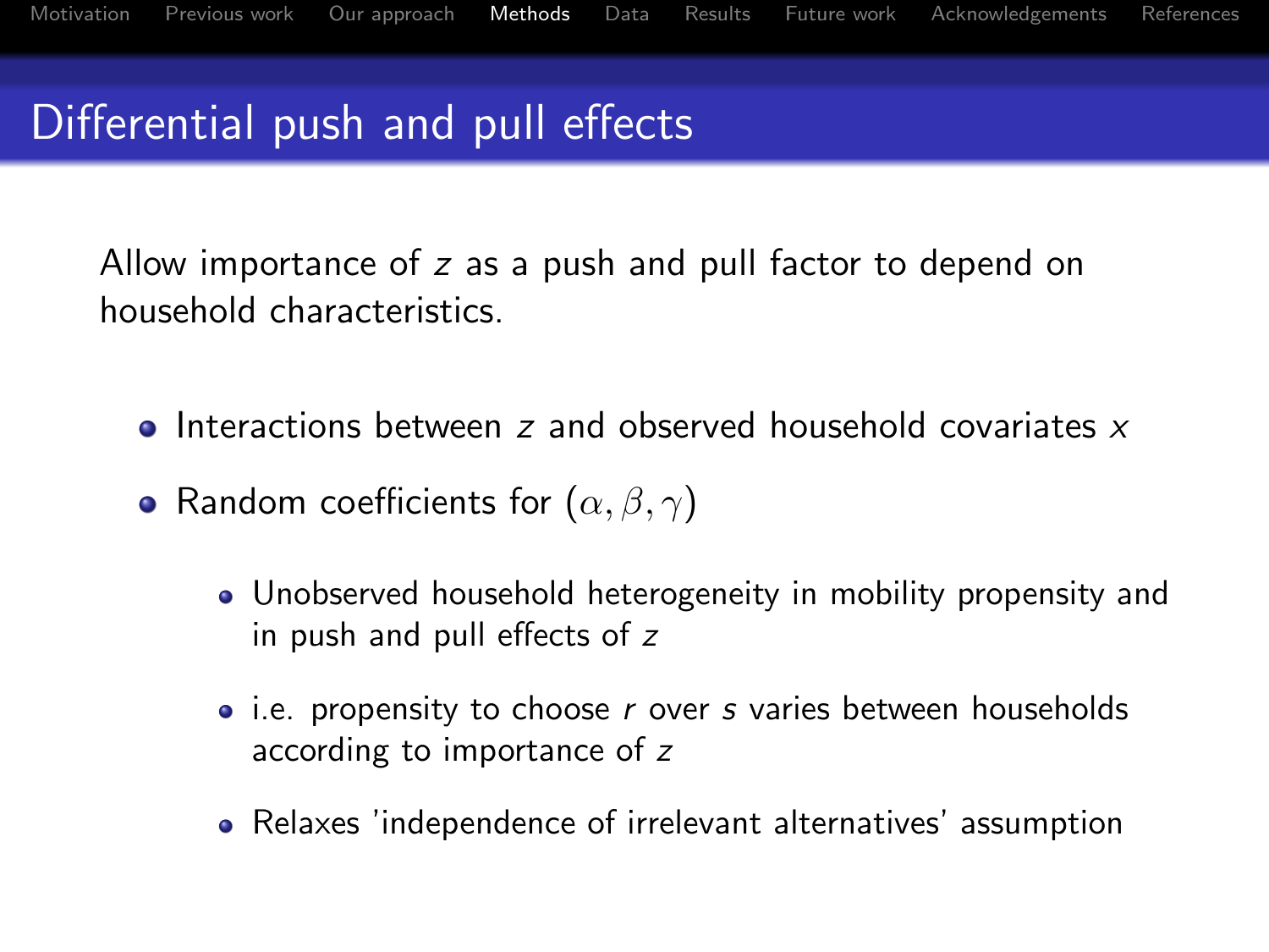# Differential push and pull effects

Allow importance of $z$ as a push and pull factor to depend on household characteristics.

- Interactions between $z$ and observed household covariates $x$
- Random coefficients for $(\alpha, \beta, \gamma)$
  - Unobserved household heterogeneity in mobility propensity and in push and pull effects of $z$
  - i.e. propensity to choose $r$ over $s$ varies between households according to importance of $z$
  - Relaxes 'independence of irrelevant alternatives' assumption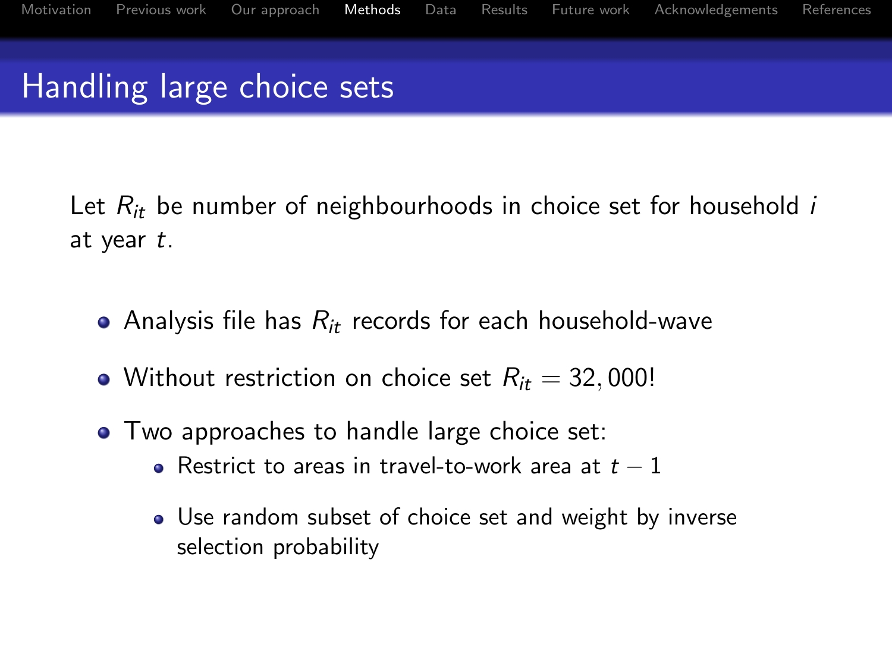# Handling large choice sets

Let $R_{it}$ be number of neighbourhoods in choice set for household $i$ at year $t$.

- Analysis file has $R_{it}$ records for each household-wave
- Without restriction on choice set $R_{it} = 32,000$!
- Two approaches to handle large choice set:
  - Restrict to areas in travel-to-work area at $t - 1$
  - Use random subset of choice set and weight by inverse selection probability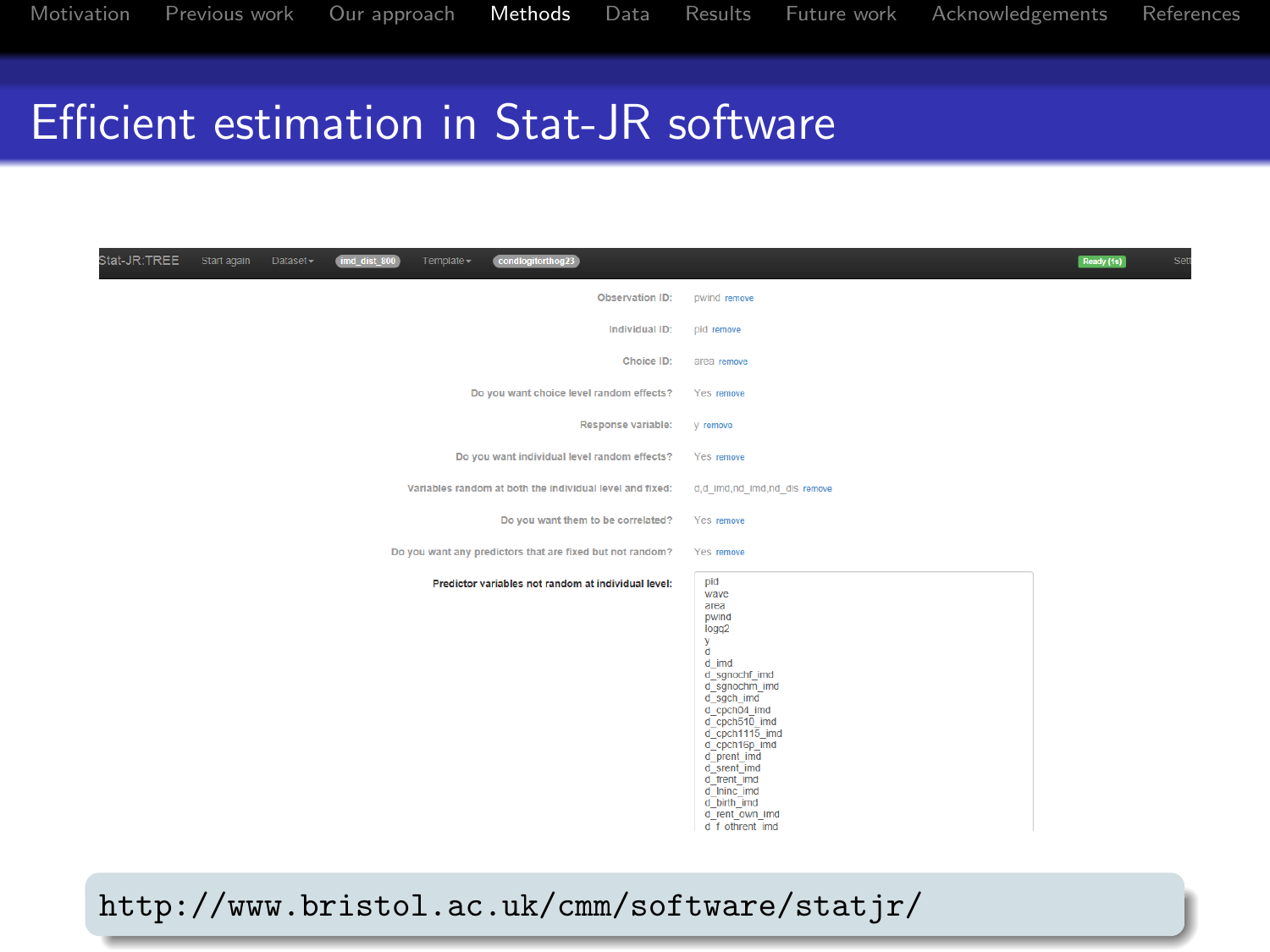# Efficient estimation in Stat-JR software

Stat-JR:TREE | Start again | Dataset | imd_dist_800 | Template | condlogitorthog23 | Ready (1s)

| | |
|---|---|
| Observation ID: | pwind remove |
| Individual ID: | pid remove |
| Choice ID: | area remove |
| Do you want choice level random effects? | Yes remove |
| Response variable: | y remove |
| Do you want individual level random effects? | Yes remove |
| Variables random at both the individual level and fixed: | d,d_imd,nd_imd,nd_dis remove |
| Do you want them to be correlated? | Yes remove |
| Do you want any predictors that are fixed but not random? | Yes remove |
| **Predictor variables not random at individual level:** | pid, wave, area, pwind, logq2, y, d, d_imd, d_sgnochf_imd, d_sgnochm_imd, d_sgch_imd, d_cpch04_imd, d_cpch510_imd, d_cpch1115_imd, d_cpch16p_imd, d_prent_imd, d_srent_imd, d_frent_imd, d_lninc_imd, d_birth_imd, d_rent_own_imd, d_f_othrent_imd |

http://www.bristol.ac.uk/cmm/software/statjr/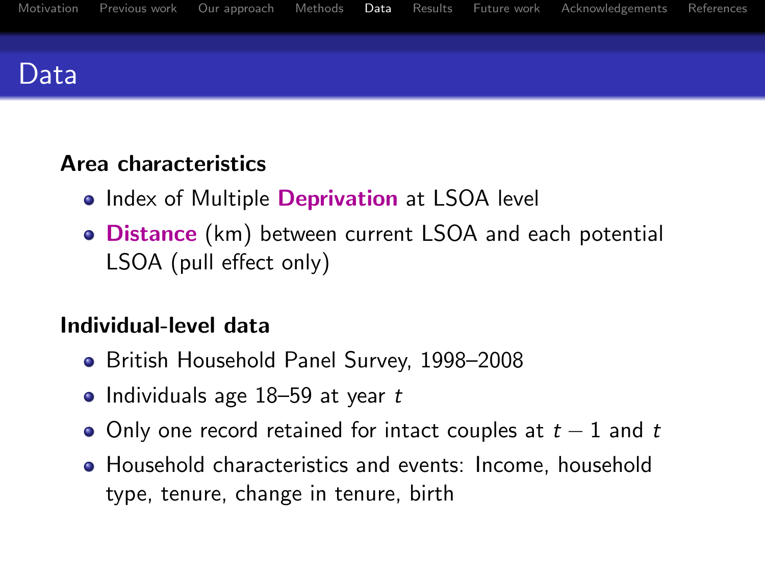# Data

### Area characteristics

- Index of Multiple **Deprivation** at LSOA level
- **Distance** (km) between current LSOA and each potential LSOA (pull effect only)

### Individual-level data

- British Household Panel Survey, 1998–2008
- Individuals age 18–59 at year $t$
- Only one record retained for intact couples at $t-1$ and $t$
- Household characteristics and events: Income, household type, tenure, change in tenure, birth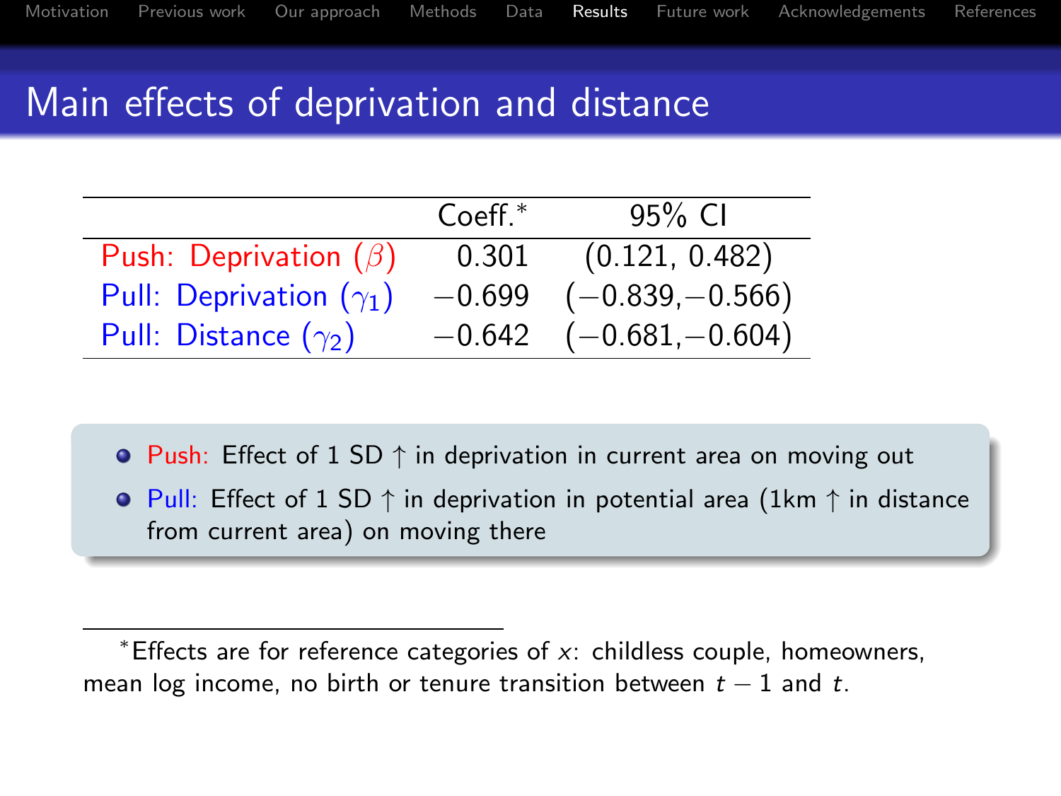# Main effects of deprivation and distance

| | Coeff.* | 95% CI |
|---|---|---|
| Push: Deprivation ($\beta$) | 0.301 | (0.121, 0.482) |
| Pull: Deprivation ($\gamma_1$) | $-0.699$ | ($-0.839$, $-0.566$) |
| Pull: Distance ($\gamma_2$) | $-0.642$ | ($-0.681$, $-0.604$) |

- Push: Effect of 1 SD ↑ in deprivation in current area on moving out
- Pull: Effect of 1 SD ↑ in deprivation in potential area (1km ↑ in distance from current area) on moving there

*Effects are for reference categories of $x$: childless couple, homeowners, mean log income, no birth or tenure transition between $t-1$ and $t$.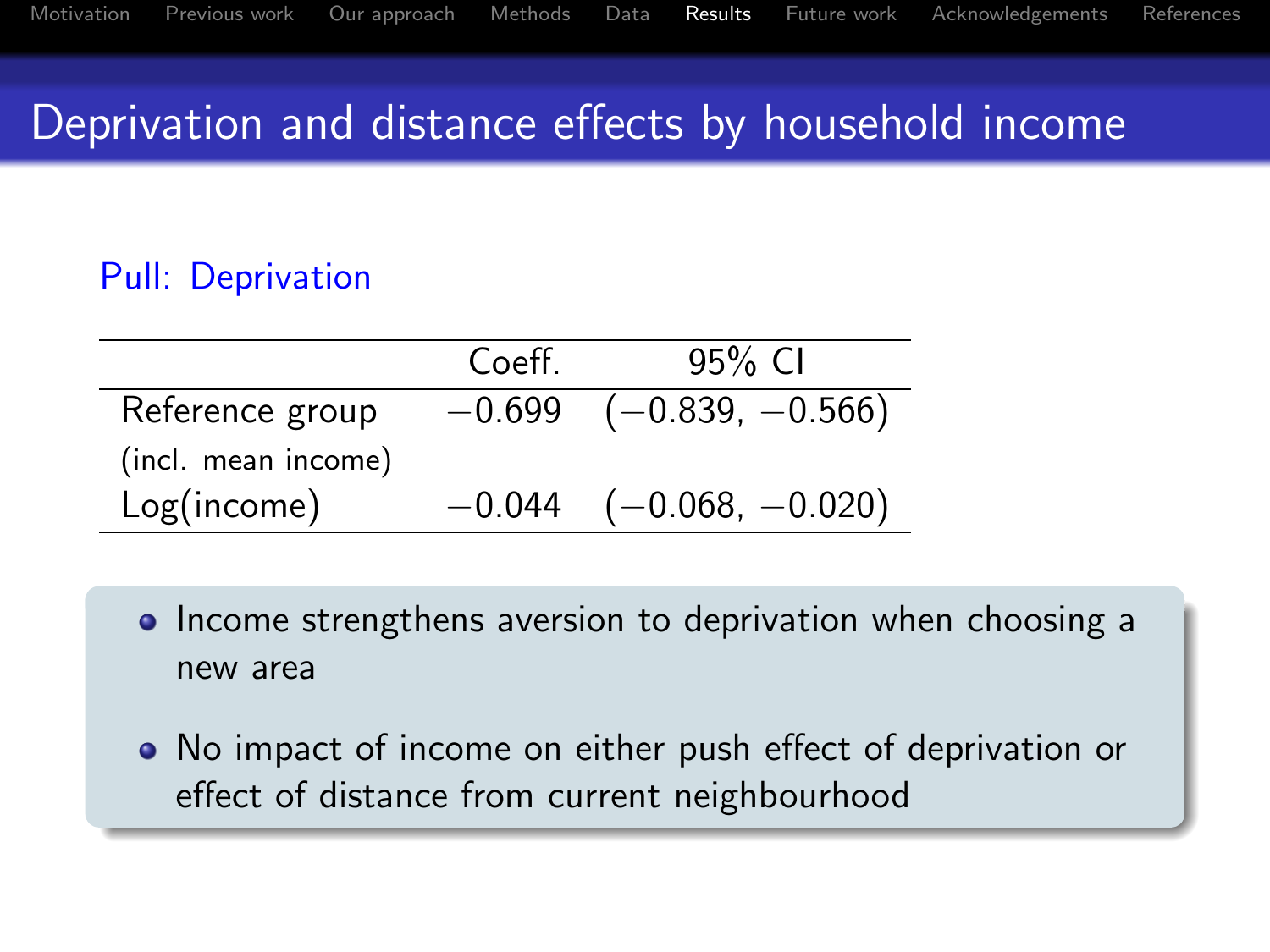# Deprivation and distance effects by household income

### Pull: Deprivation

| | Coeff. | 95% CI |
|---|---|---|
| Reference group (incl. mean income) | −0.699 | (−0.839, −0.566) |
| Log(income) | −0.044 | (−0.068, −0.020) |

- Income strengthens aversion to deprivation when choosing a new area
- No impact of income on either push effect of deprivation or effect of distance from current neighbourhood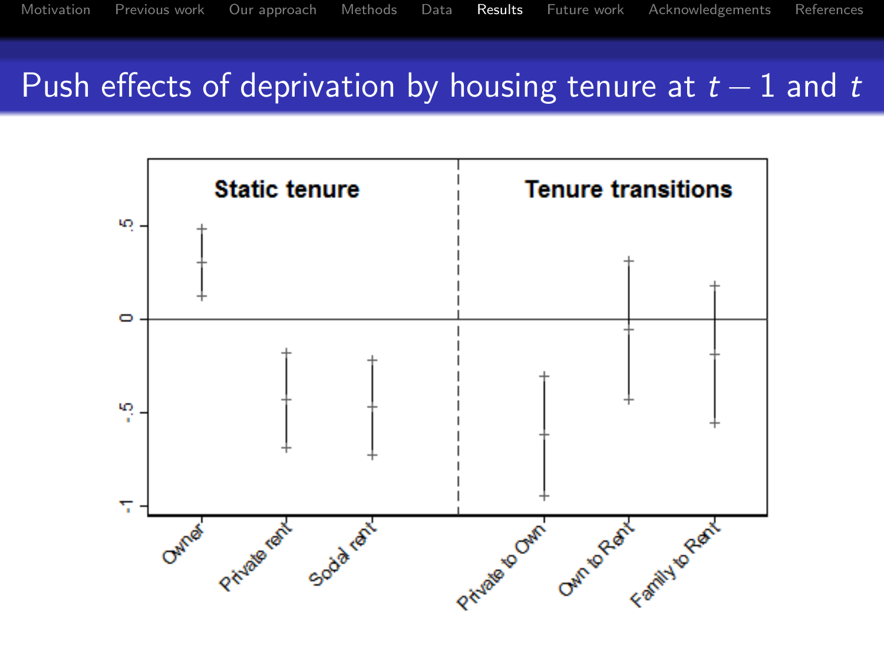# Push effects of deprivation by housing tenure at $t-1$ and $t$

**Static tenure** | **Tenure transitions**

Owner, Private rent, Social rent | Private to Own, Own to Rent, Family to Rent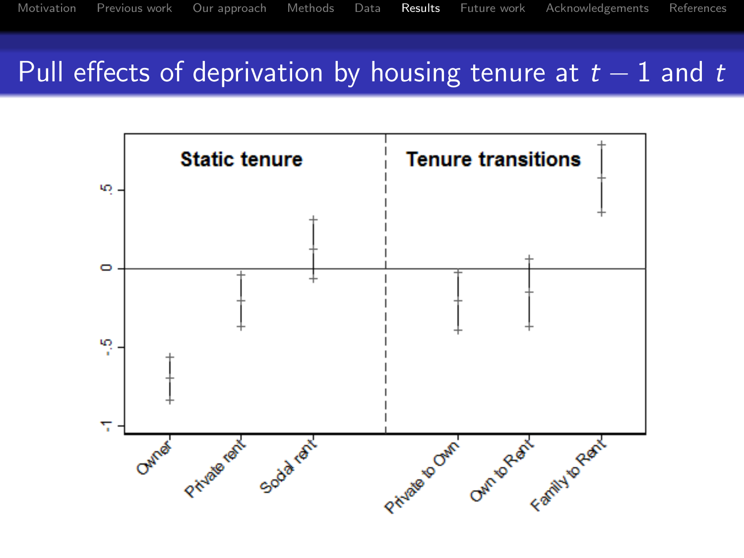# Pull effects of deprivation by housing tenure at $t-1$ and $t$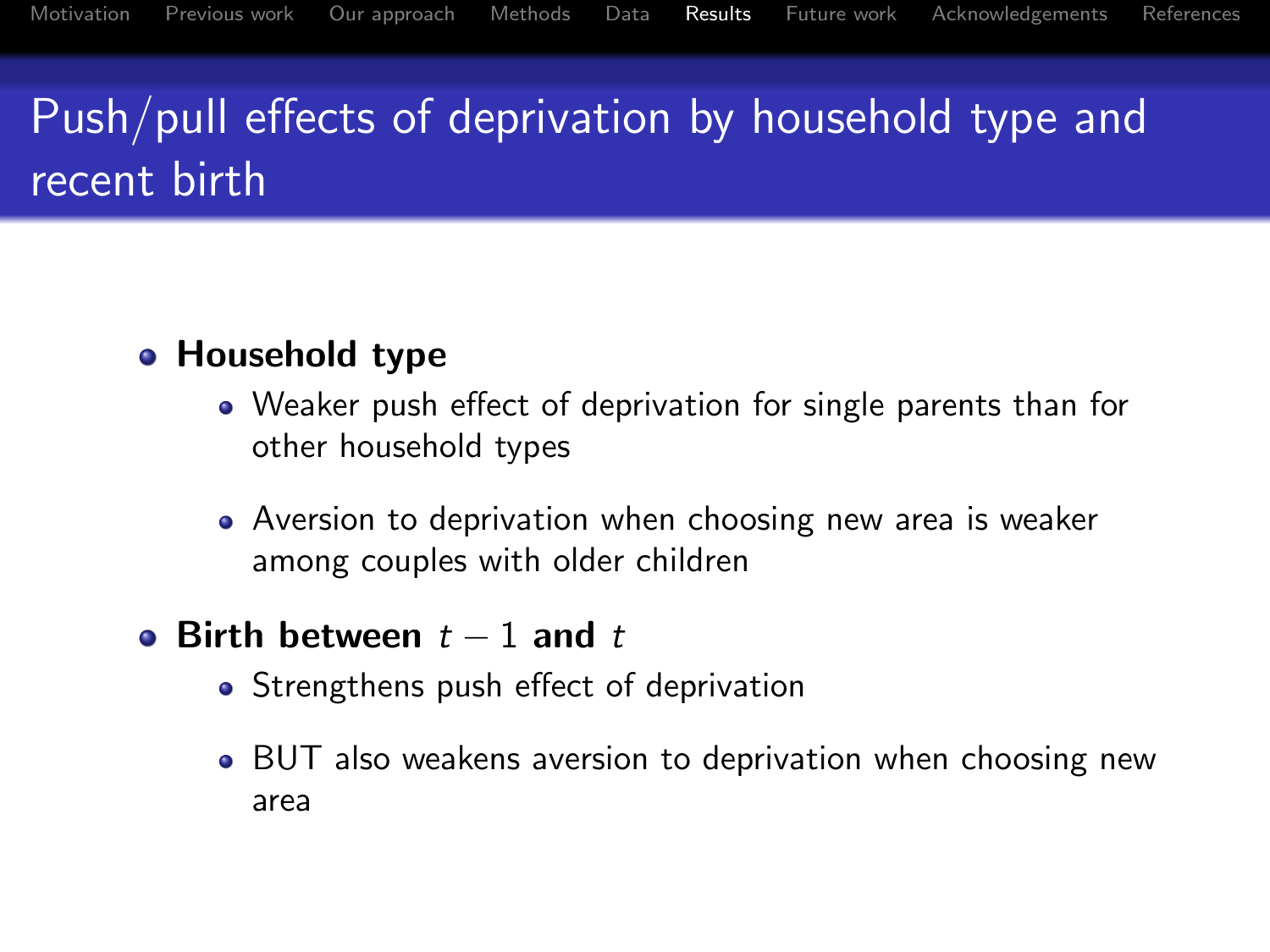# Push/pull effects of deprivation by household type and recent birth

- **Household type**
  - Weaker push effect of deprivation for single parents than for other household types
  - Aversion to deprivation when choosing new area is weaker among couples with older children
- **Birth between $t-1$ and $t$**
  - Strengthens push effect of deprivation
  - BUT also weakens aversion to deprivation when choosing new area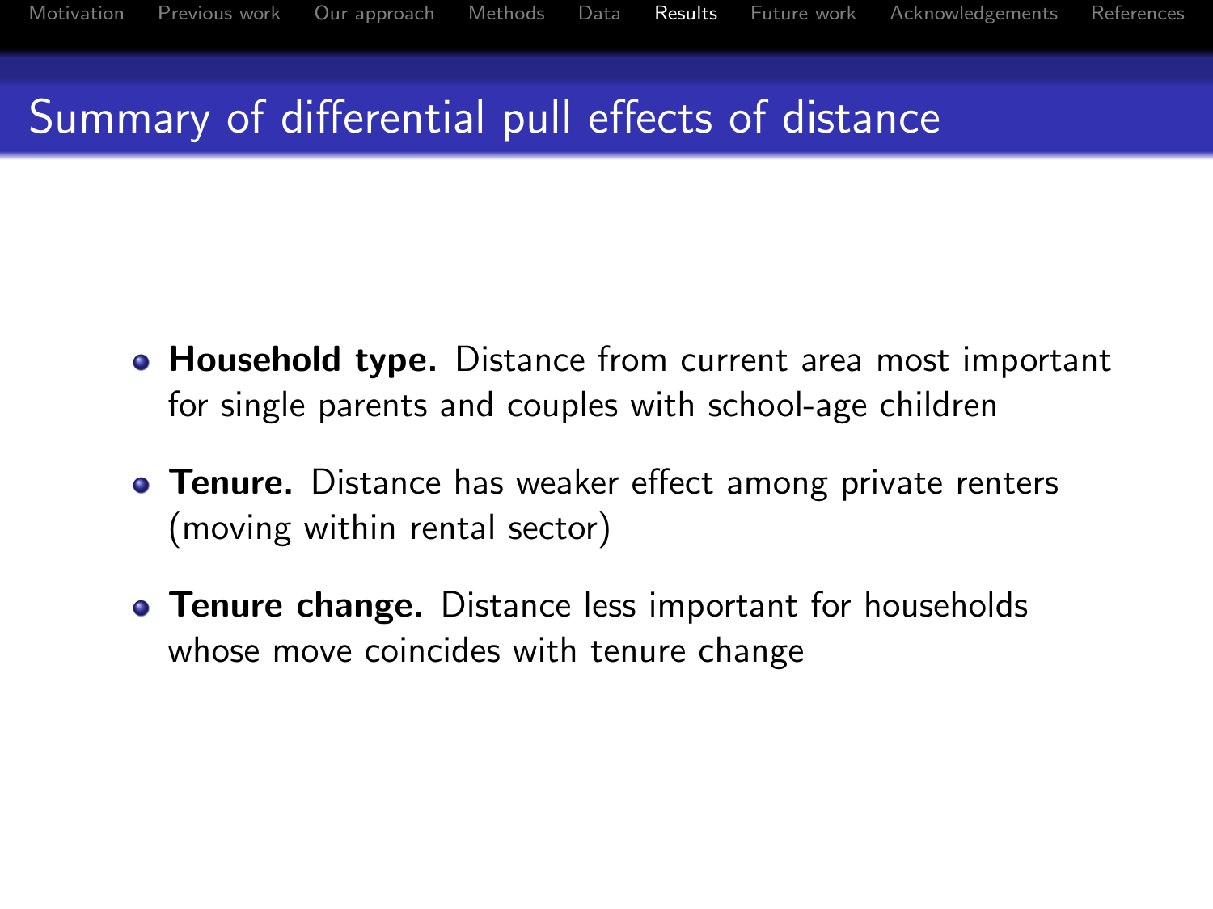# Summary of differential pull effects of distance

- **Household type.** Distance from current area most important for single parents and couples with school-age children
- **Tenure.** Distance has weaker effect among private renters (moving within rental sector)
- **Tenure change.** Distance less important for households whose move coincides with tenure change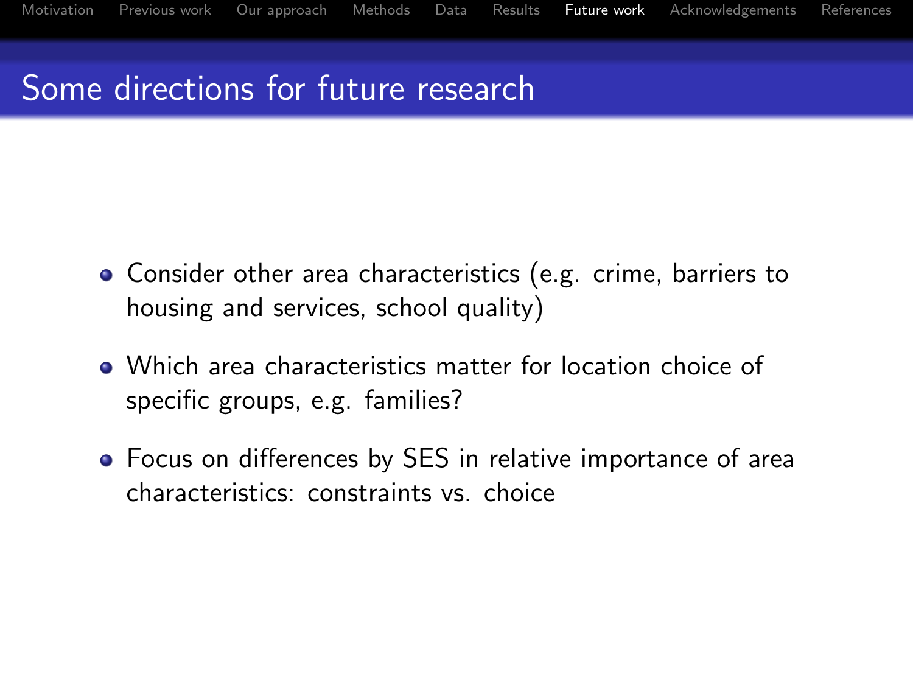# Some directions for future research

- Consider other area characteristics (e.g. crime, barriers to housing and services, school quality)
- Which area characteristics matter for location choice of specific groups, e.g. families?
- Focus on differences by SES in relative importance of area characteristics: constraints vs. choice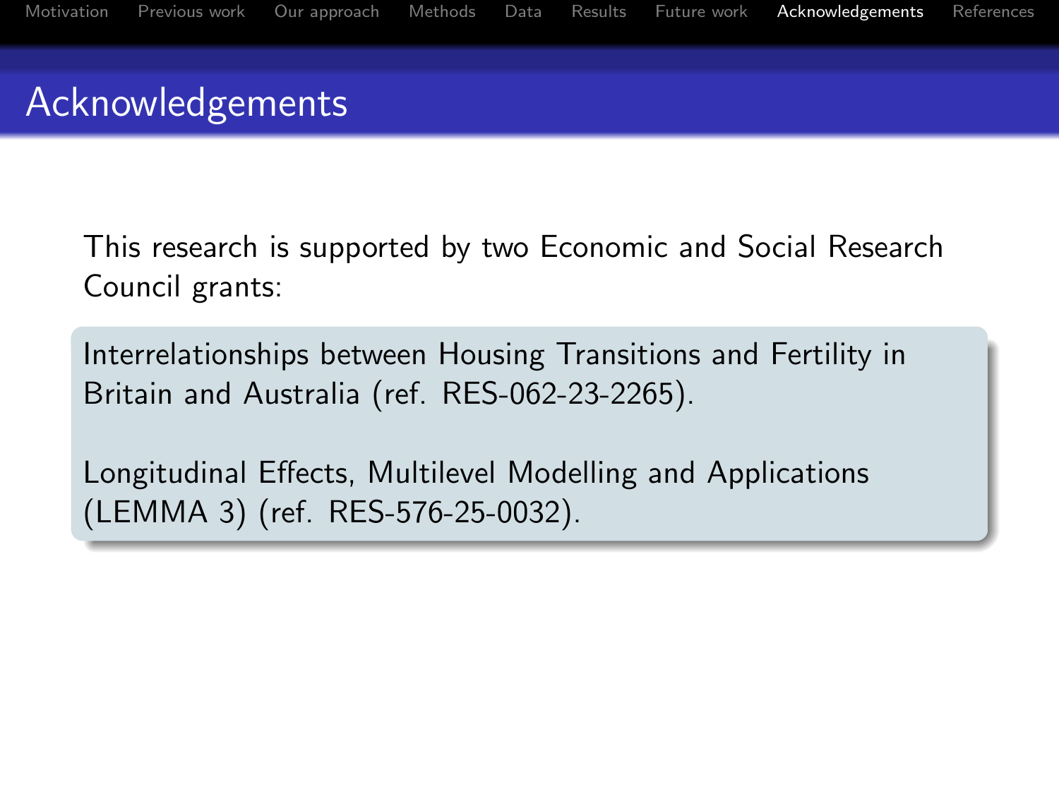# Acknowledgements

This research is supported by two Economic and Social Research Council grants:

Interrelationships between Housing Transitions and Fertility in Britain and Australia (ref. RES-062-23-2265).

Longitudinal Effects, Multilevel Modelling and Applications (LEMMA 3) (ref. RES-576-25-0032).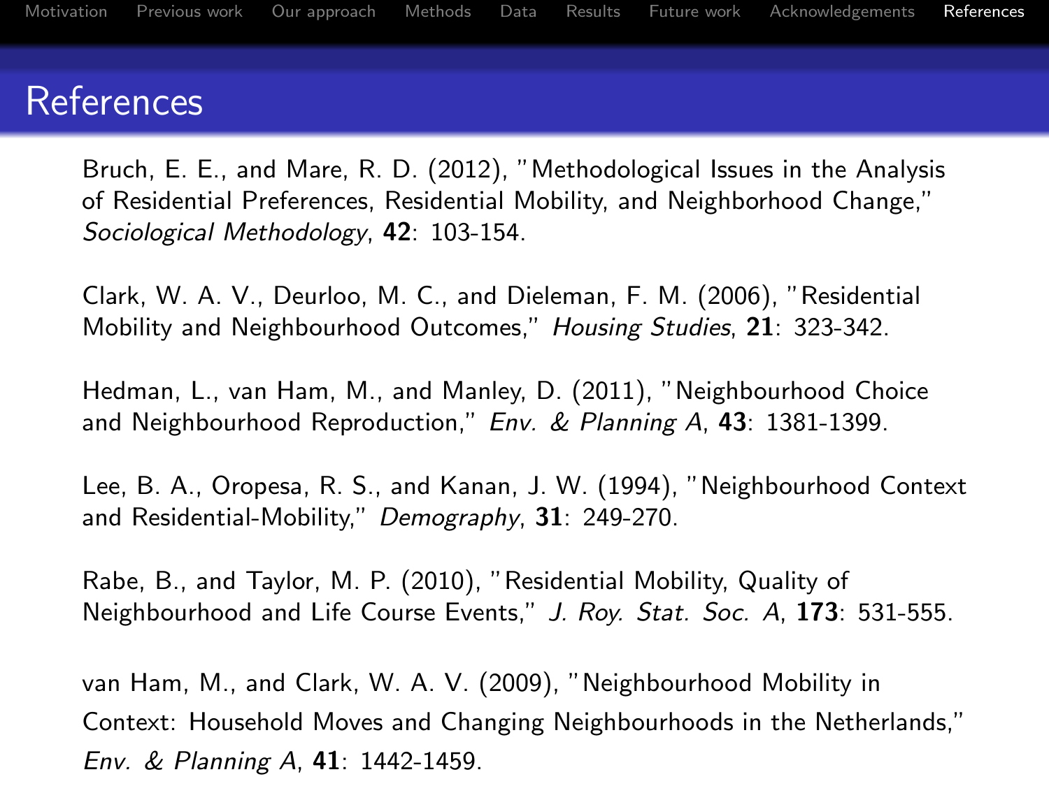# References

Bruch, E. E., and Mare, R. D. (2012), "Methodological Issues in the Analysis of Residential Preferences, Residential Mobility, and Neighborhood Change," *Sociological Methodology*, **42**: 103-154.

Clark, W. A. V., Deurloo, M. C., and Dieleman, F. M. (2006), "Residential Mobility and Neighbourhood Outcomes," *Housing Studies*, **21**: 323-342.

Hedman, L., van Ham, M., and Manley, D. (2011), "Neighbourhood Choice and Neighbourhood Reproduction," *Env. & Planning A*, **43**: 1381-1399.

Lee, B. A., Oropesa, R. S., and Kanan, J. W. (1994), "Neighbourhood Context and Residential-Mobility," *Demography*, **31**: 249-270.

Rabe, B., and Taylor, M. P. (2010), "Residential Mobility, Quality of Neighbourhood and Life Course Events," *J. Roy. Stat. Soc. A*, **173**: 531-555.

van Ham, M., and Clark, W. A. V. (2009), "Neighbourhood Mobility in Context: Household Moves and Changing Neighbourhoods in the Netherlands," *Env. & Planning A*, **41**: 1442-1459.